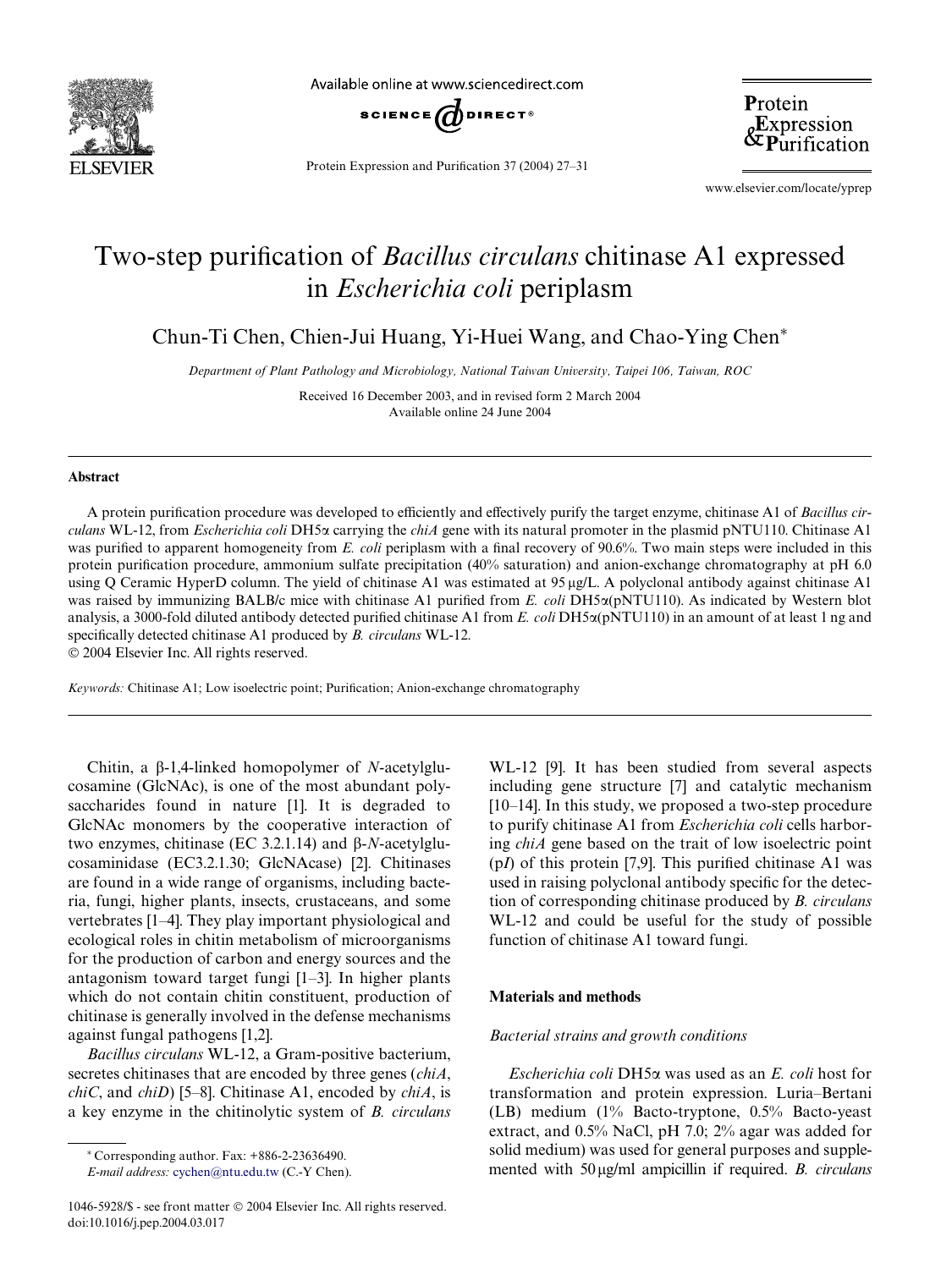# Two-step purification of *Bacillus circulans* chitinase A1 expressed in *Escherichia coli* periplasm

Chun-Ti Chen, Chien-Jui Huang, Yi-Huei Wang, and Chao-Ying Chen*

*Department of Plant Pathology and Microbiology, National Taiwan University, Taipei 106, Taiwan, ROC*

Received 16 December 2003, and in revised form 2 March 2004
Available online 24 June 2004

## Abstract

A protein purification procedure was developed to efficiently and effectively purify the target enzyme, chitinase A1 of *Bacillus circulans* WL-12, from *Escherichia coli* DH5α carrying the *chiA* gene with its natural promoter in the plasmid pNTU110. Chitinase A1 was purified to apparent homogeneity from *E. coli* periplasm with a final recovery of 90.6%. Two main steps were included in this protein purification procedure, ammonium sulfate precipitation (40% saturation) and anion-exchange chromatography at pH 6.0 using Q Ceramic HyperD column. The yield of chitinase A1 was estimated at 95 μg/L. A polyclonal antibody against chitinase A1 was raised by immunizing BALB/c mice with chitinase A1 purified from *E. coli* DH5α(pNTU110). As indicated by Western blot analysis, a 3000-fold diluted antibody detected purified chitinase A1 from *E. coli* DH5α(pNTU110) in an amount of at least 1 ng and specifically detected chitinase A1 produced by *B. circulans* WL-12.

© 2004 Elsevier Inc. All rights reserved.

*Keywords:* Chitinase A1; Low isoelectric point; Purification; Anion-exchange chromatography

Chitin, a β-1,4-linked homopolymer of *N*-acetylglucosamine (GlcNAc), is one of the most abundant polysaccharides found in nature [1]. It is degraded to GlcNAc monomers by the cooperative interaction of two enzymes, chitinase (EC 3.2.1.14) and β-*N*-acetylglucosaminidase (EC3.2.1.30; GlcNAcase) [2]. Chitinases are found in a wide range of organisms, including bacteria, fungi, higher plants, insects, crustaceans, and some vertebrates [1–4]. They play important physiological and ecological roles in chitin metabolism of microorganisms for the production of carbon and energy sources and the antagonism toward target fungi [1–3]. In higher plants which do not contain chitin constituent, production of chitinase is generally involved in the defense mechanisms against fungal pathogens [1,2].

*Bacillus circulans* WL-12, a Gram-positive bacterium, secretes chitinases that are encoded by three genes (*chiA*, *chiC*, and *chiD*) [5–8]. Chitinase A1, encoded by *chiA*, is a key enzyme in the chitinolytic system of *B. circulans* WL-12 [9]. It has been studied from several aspects including gene structure [7] and catalytic mechanism [10–14]. In this study, we proposed a two-step procedure to purify chitinase A1 from *Escherichia coli* cells harboring *chiA* gene based on the trait of low isoelectric point (p*I*) of this protein [7,9]. This purified chitinase A1 was used in raising polyclonal antibody specific for the detection of corresponding chitinase produced by *B. circulans* WL-12 and could be useful for the study of possible function of chitinase A1 toward fungi.

## Materials and methods

### Bacterial strains and growth conditions

*Escherichia coli* DH5α was used as an *E. coli* host for transformation and protein expression. Luria–Bertani (LB) medium (1% Bacto-tryptone, 0.5% Bacto-yeast extract, and 0.5% NaCl, pH 7.0; 2% agar was added for solid medium) was used for general purposes and supplemented with 50 μg/ml ampicillin if required. *B. circulans*

---

* Corresponding author. Fax: +886-2-23636490.
*E-mail address:* cychen@ntu.edu.tw (C.-Y Chen).

1046-5928/$ - see front matter © 2004 Elsevier Inc. All rights reserved.
doi:10.1016/j.pep.2004.03.017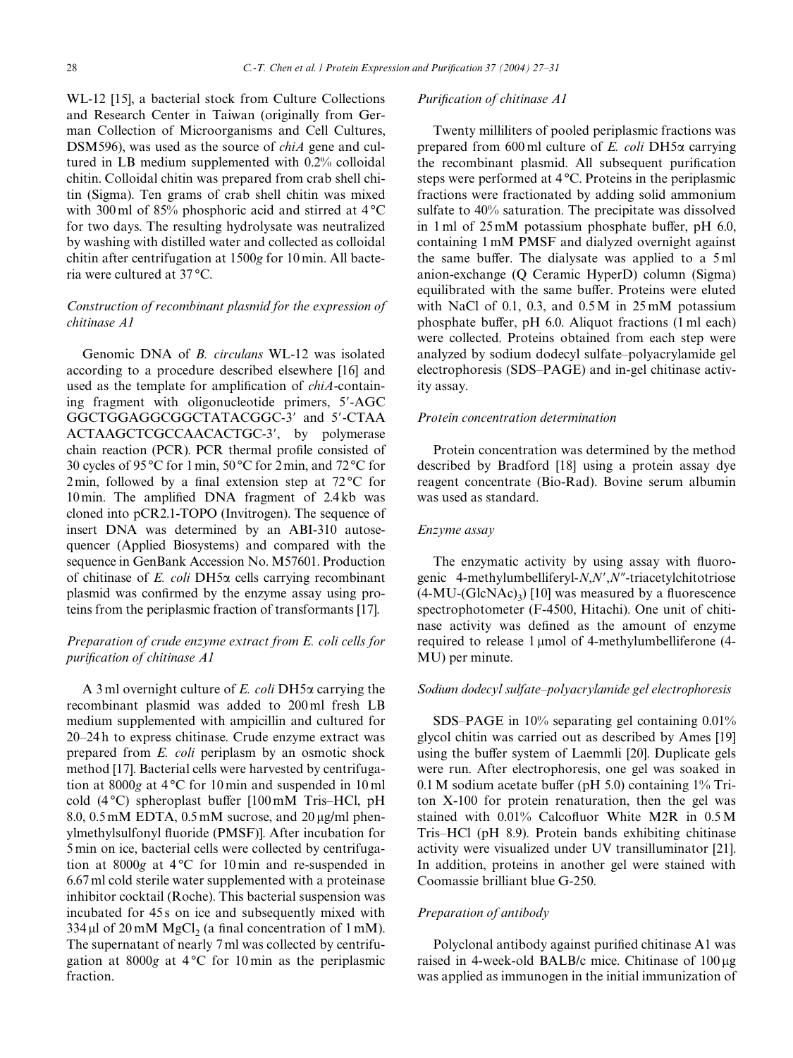WL-12 [15], a bacterial stock from Culture Collections and Research Center in Taiwan (originally from German Collection of Microorganisms and Cell Cultures, DSM596), was used as the source of *chiA* gene and cultured in LB medium supplemented with 0.2% colloidal chitin. Colloidal chitin was prepared from crab shell chitin (Sigma). Ten grams of crab shell chitin was mixed with 300 ml of 85% phosphoric acid and stirred at 4 °C for two days. The resulting hydrolysate was neutralized by washing with distilled water and collected as colloidal chitin after centrifugation at 1500*g* for 10 min. All bacteria were cultured at 37 °C.

### *Construction of recombinant plasmid for the expression of chitinase A1*

Genomic DNA of *B. circulans* WL-12 was isolated according to a procedure described elsewhere [16] and used as the template for amplification of *chiA*-containing fragment with oligonucleotide primers, 5′-AGC GGCTGGAGGCGGCTATACGGC-3′ and 5′-CTAA ACTAAGCTCGCCAACACTGC-3′, by polymerase chain reaction (PCR). PCR thermal profile consisted of 30 cycles of 95 °C for 1 min, 50 °C for 2 min, and 72 °C for 2 min, followed by a final extension step at 72 °C for 10 min. The amplified DNA fragment of 2.4 kb was cloned into pCR2.1-TOPO (Invitrogen). The sequence of insert DNA was determined by an ABI-310 autosequencer (Applied Biosystems) and compared with the sequence in GenBank Accession No. M57601. Production of chitinase of *E. coli* DH5α cells carrying recombinant plasmid was confirmed by the enzyme assay using proteins from the periplasmic fraction of transformants [17].

### *Preparation of crude enzyme extract from E. coli cells for purification of chitinase A1*

A 3 ml overnight culture of *E. coli* DH5α carrying the recombinant plasmid was added to 200 ml fresh LB medium supplemented with ampicillin and cultured for 20–24 h to express chitinase. Crude enzyme extract was prepared from *E. coli* periplasm by an osmotic shock method [17]. Bacterial cells were harvested by centrifugation at 8000*g* at 4 °C for 10 min and suspended in 10 ml cold (4 °C) spheroplast buffer [100 mM Tris–HCl, pH 8.0, 0.5 mM EDTA, 0.5 mM sucrose, and 20 μg/ml phenylmethylsulfonyl fluoride (PMSF)]. After incubation for 5 min on ice, bacterial cells were collected by centrifugation at 8000*g* at 4 °C for 10 min and re-suspended in 6.67 ml cold sterile water supplemented with a proteinase inhibitor cocktail (Roche). This bacterial suspension was incubated for 45 s on ice and subsequently mixed with 334 μl of 20 mM $MgCl_2$ (a final concentration of 1 mM). The supernatant of nearly 7 ml was collected by centrifugation at 8000*g* at 4 °C for 10 min as the periplasmic fraction.

### *Purification of chitinase A1*

Twenty milliliters of pooled periplasmic fractions was prepared from 600 ml culture of *E. coli* DH5α carrying the recombinant plasmid. All subsequent purification steps were performed at 4 °C. Proteins in the periplasmic fractions were fractionated by adding solid ammonium sulfate to 40% saturation. The precipitate was dissolved in 1 ml of 25 mM potassium phosphate buffer, pH 6.0, containing 1 mM PMSF and dialyzed overnight against the same buffer. The dialysate was applied to a 5 ml anion-exchange (Q Ceramic HyperD) column (Sigma) equilibrated with the same buffer. Proteins were eluted with NaCl of 0.1, 0.3, and 0.5 M in 25 mM potassium phosphate buffer, pH 6.0. Aliquot fractions (1 ml each) were collected. Proteins obtained from each step were analyzed by sodium dodecyl sulfate–polyacrylamide gel electrophoresis (SDS–PAGE) and in-gel chitinase activity assay.

### *Protein concentration determination*

Protein concentration was determined by the method described by Bradford [18] using a protein assay dye reagent concentrate (Bio-Rad). Bovine serum albumin was used as standard.

### *Enzyme assay*

The enzymatic activity by using assay with fluorogenic 4-methylumbelliferyl-*N*,*N*′,*N*″-triacetylchitotriose (4-MU-$(GlcNAc)_3$) [10] was measured by a fluorescence spectrophotometer (F-4500, Hitachi). One unit of chitinase activity was defined as the amount of enzyme required to release 1 μmol of 4-methylumbelliferone (4-MU) per minute.

### *Sodium dodecyl sulfate–polyacrylamide gel electrophoresis*

SDS–PAGE in 10% separating gel containing 0.01% glycol chitin was carried out as described by Ames [19] using the buffer system of Laemmli [20]. Duplicate gels were run. After electrophoresis, one gel was soaked in 0.1 M sodium acetate buffer (pH 5.0) containing 1% Triton X-100 for protein renaturation, then the gel was stained with 0.01% Calcofluor White M2R in 0.5 M Tris–HCl (pH 8.9). Protein bands exhibiting chitinase activity were visualized under UV transilluminator [21]. In addition, proteins in another gel were stained with Coomassie brilliant blue G-250.

### *Preparation of antibody*

Polyclonal antibody against purified chitinase A1 was raised in 4-week-old BALB/c mice. Chitinase of 100 μg was applied as immunogen in the initial immunization of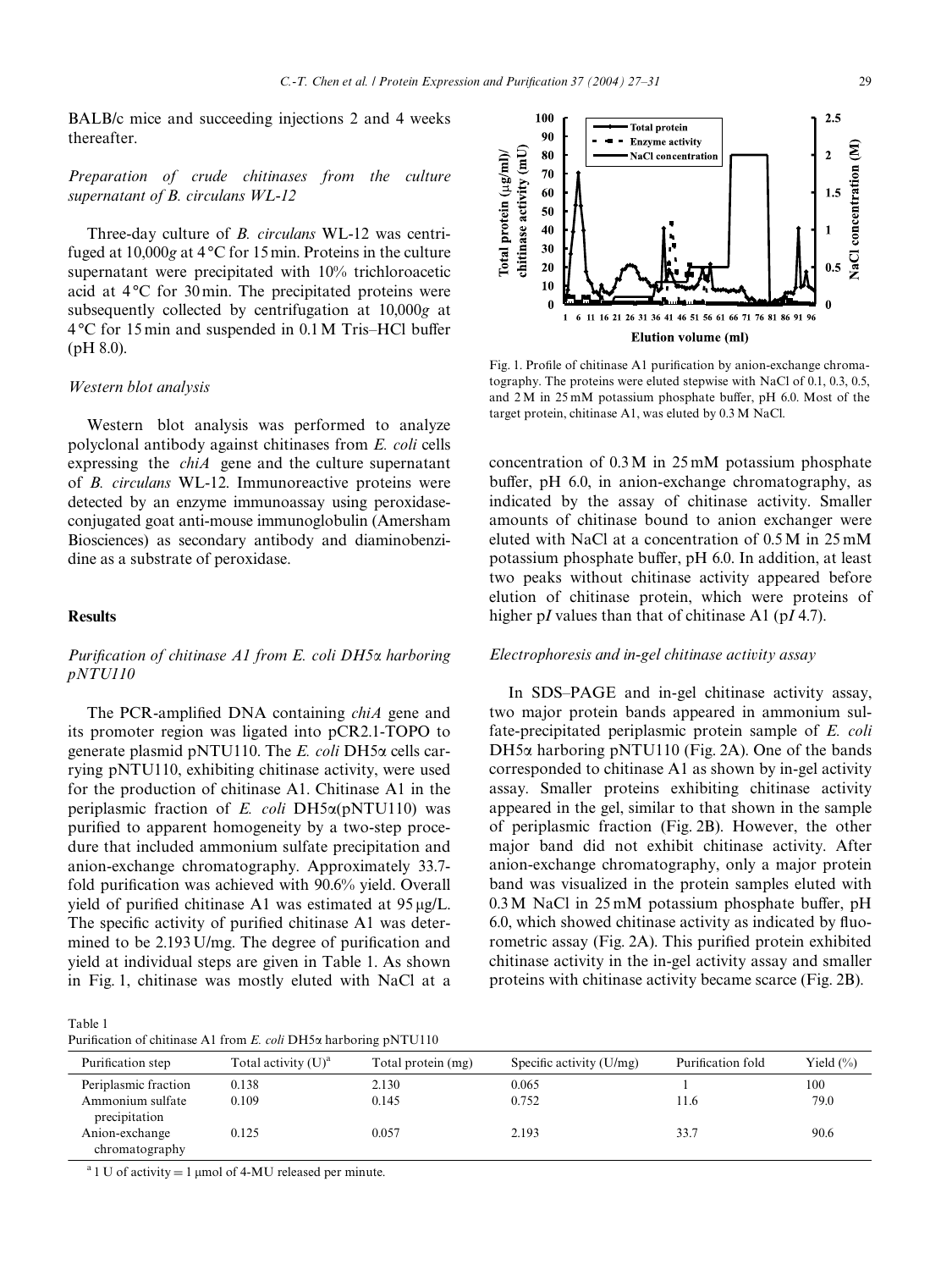BALB/c mice and succeeding injections 2 and 4 weeks thereafter.

### *Preparation of crude chitinases from the culture supernatant of B. circulans WL-12*

Three-day culture of *B. circulans* WL-12 was centrifuged at 10,000*g* at 4 °C for 15 min. Proteins in the culture supernatant were precipitated with 10% trichloroacetic acid at 4 °C for 30 min. The precipitated proteins were subsequently collected by centrifugation at 10,000*g* at 4 °C for 15 min and suspended in 0.1 M Tris–HCl buffer (pH 8.0).

### *Western blot analysis*

Western blot analysis was performed to analyze polyclonal antibody against chitinases from *E. coli* cells expressing the *chiA* gene and the culture supernatant of *B. circulans* WL-12. Immunoreactive proteins were detected by an enzyme immunoassay using peroxidase-conjugated goat anti-mouse immunoglobulin (Amersham Biosciences) as secondary antibody and diaminobenzidine as a substrate of peroxidase.

## Results

### *Purification of chitinase A1 from E. coli DH5α harboring pNTU110*

The PCR-amplified DNA containing *chiA* gene and its promoter region was ligated into pCR2.1-TOPO to generate plasmid pNTU110. The *E. coli* DH5α cells carrying pNTU110, exhibiting chitinase activity, were used for the production of chitinase A1. Chitinase A1 in the periplasmic fraction of *E. coli* DH5α(pNTU110) was purified to apparent homogeneity by a two-step procedure that included ammonium sulfate precipitation and anion-exchange chromatography. Approximately 33.7-fold purification was achieved with 90.6% yield. Overall yield of purified chitinase A1 was estimated at 95 μg/L. The specific activity of purified chitinase A1 was determined to be 2.193 U/mg. The degree of purification and yield at individual steps are given in Table 1. As shown in Fig. 1, chitinase was mostly eluted with NaCl at a concentration of 0.3 M in 25 mM potassium phosphate buffer, pH 6.0, in anion-exchange chromatography, as indicated by the assay of chitinase activity. Smaller amounts of chitinase bound to anion exchanger were eluted with NaCl at a concentration of 0.5 M in 25 mM potassium phosphate buffer, pH 6.0. In addition, at least two peaks without chitinase activity appeared before elution of chitinase protein, which were proteins of higher p*I* values than that of chitinase A1 (p*I* 4.7).

Fig. 1. Profile of chitinase A1 purification by anion-exchange chromatography. The proteins were eluted stepwise with NaCl of 0.1, 0.3, 0.5, and 2 M in 25 mM potassium phosphate buffer, pH 6.0. Most of the target protein, chitinase A1, was eluted by 0.3 M NaCl.

### *Electrophoresis and in-gel chitinase activity assay*

In SDS–PAGE and in-gel chitinase activity assay, two major protein bands appeared in ammonium sulfate-precipitated periplasmic protein sample of *E. coli* DH5α harboring pNTU110 (Fig. 2A). One of the bands corresponded to chitinase A1 as shown by in-gel activity assay. Smaller proteins exhibiting chitinase activity appeared in the gel, similar to that shown in the sample of periplasmic fraction (Fig. 2B). However, the other major band did not exhibit chitinase activity. After anion-exchange chromatography, only a major protein band was visualized in the protein samples eluted with 0.3 M NaCl in 25 mM potassium phosphate buffer, pH 6.0, which showed chitinase activity as indicated by fluorometric assay (Fig. 2A). This purified protein exhibited chitinase activity in the in-gel activity assay and smaller proteins with chitinase activity became scarce (Fig. 2B).

Table 1
Purification of chitinase A1 from *E. coli* DH5α harboring pNTU110

| Purification step | Total activity (U)[a] | Total protein (mg) | Specific activity (U/mg) | Purification fold | Yield (%) |
|---|---|---|---|---|---|
| Periplasmic fraction | 0.138 | 2.130 | 0.065 | 1 | 100 |
| Ammonium sulfate precipitation | 0.109 | 0.145 | 0.752 | 11.6 | 79.0 |
| Anion-exchange chromatography | 0.125 | 0.057 | 2.193 | 33.7 | 90.6 |

[a] 1 U of activity = 1 μmol of 4-MU released per minute.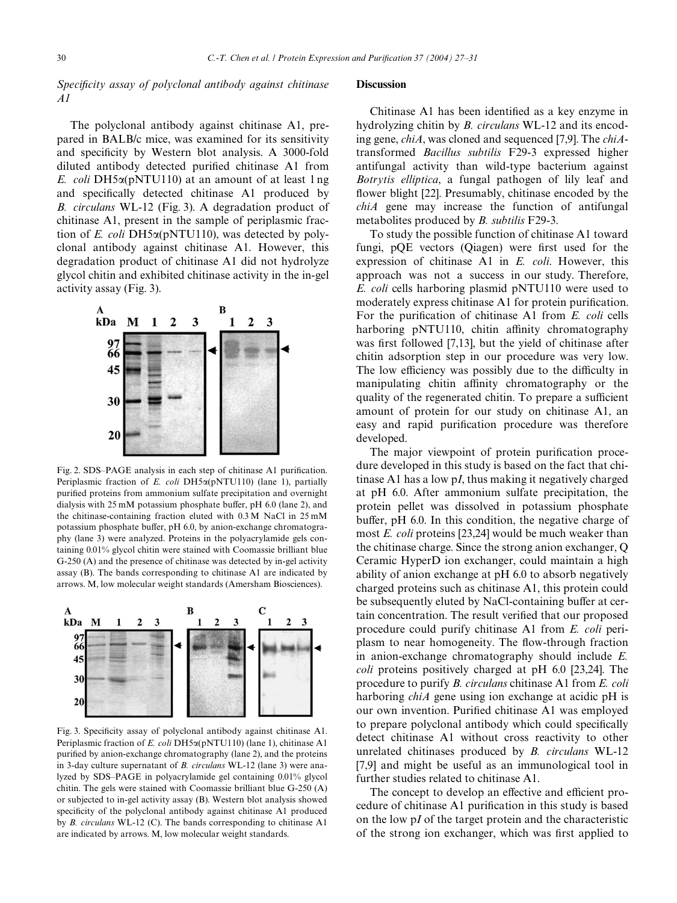*Specificity assay of polyclonal antibody against chitinase A1*

The polyclonal antibody against chitinase A1, prepared in BALB/c mice, was examined for its sensitivity and specificity by Western blot analysis. A 3000-fold diluted antibody detected purified chitinase A1 from *E. coli* DH5α(pNTU110) at an amount of at least 1 ng and specifically detected chitinase A1 produced by *B. circulans* WL-12 (Fig. 3). A degradation product of chitinase A1, present in the sample of periplasmic fraction of *E. coli* DH5α(pNTU110), was detected by polyclonal antibody against chitinase A1. However, this degradation product of chitinase A1 did not hydrolyze glycol chitin and exhibited chitinase activity in the in-gel activity assay (Fig. 3).

Fig. 2. SDS–PAGE analysis in each step of chitinase A1 purification. Periplasmic fraction of *E. coli* DH5α(pNTU110) (lane 1), partially purified proteins from ammonium sulfate precipitation and overnight dialysis with 25 mM potassium phosphate buffer, pH 6.0 (lane 2), and the chitinase-containing fraction eluted with 0.3 M NaCl in 25 mM potassium phosphate buffer, pH 6.0, by anion-exchange chromatography (lane 3) were analyzed. Proteins in the polyacrylamide gels containing 0.01% glycol chitin were stained with Coomassie brilliant blue G-250 (A) and the presence of chitinase was detected by in-gel activity assay (B). The bands corresponding to chitinase A1 are indicated by arrows. M, low molecular weight standards (Amersham Biosciences).

Fig. 3. Specificity assay of polyclonal antibody against chitinase A1. Periplasmic fraction of *E. coli* DH5α(pNTU110) (lane 1), chitinase A1 purified by anion-exchange chromatography (lane 2), and the proteins in 3-day culture supernatant of *B. circulans* WL-12 (lane 3) were analyzed by SDS–PAGE in polyacrylamide gel containing 0.01% glycol chitin. The gels were stained with Coomassie brilliant blue G-250 (A) or subjected to in-gel activity assay (B). Western blot analysis showed specificity of the polyclonal antibody against chitinase A1 produced by *B. circulans* WL-12 (C). The bands corresponding to chitinase A1 are indicated by arrows. M, low molecular weight standards.

## Discussion

Chitinase A1 has been identified as a key enzyme in hydrolyzing chitin by *B. circulans* WL-12 and its encoding gene, *chiA*, was cloned and sequenced [7,9]. The *chiA*-transformed *Bacillus subtilis* F29-3 expressed higher antifungal activity than wild-type bacterium against *Botrytis elliptica*, a fungal pathogen of lily leaf and flower blight [22]. Presumably, chitinase encoded by the *chiA* gene may increase the function of antifungal metabolites produced by *B. subtilis* F29-3.

To study the possible function of chitinase A1 toward fungi, pQE vectors (Qiagen) were first used for the expression of chitinase A1 in *E. coli*. However, this approach was not a success in our study. Therefore, *E. coli* cells harboring plasmid pNTU110 were used to moderately express chitinase A1 for protein purification. For the purification of chitinase A1 from *E. coli* cells harboring pNTU110, chitin affinity chromatography was first followed [7,13], but the yield of chitinase after chitin adsorption step in our procedure was very low. The low efficiency was possibly due to the difficulty in manipulating chitin affinity chromatography or the quality of the regenerated chitin. To prepare a sufficient amount of protein for our study on chitinase A1, an easy and rapid purification procedure was therefore developed.

The major viewpoint of protein purification procedure developed in this study is based on the fact that chitinase A1 has a low p*I*, thus making it negatively charged at pH 6.0. After ammonium sulfate precipitation, the protein pellet was dissolved in potassium phosphate buffer, pH 6.0. In this condition, the negative charge of most *E. coli* proteins [23,24] would be much weaker than the chitinase charge. Since the strong anion exchanger, Q Ceramic HyperD ion exchanger, could maintain a high ability of anion exchange at pH 6.0 to absorb negatively charged proteins such as chitinase A1, this protein could be subsequently eluted by NaCl-containing buffer at certain concentration. The result verified that our proposed procedure could purify chitinase A1 from *E. coli* periplasm to near homogeneity. The flow-through fraction in anion-exchange chromatography should include *E. coli* proteins positively charged at pH 6.0 [23,24]. The procedure to purify *B. circulans* chitinase A1 from *E. coli* harboring *chiA* gene using ion exchange at acidic pH is our own invention. Purified chitinase A1 was employed to prepare polyclonal antibody which could specifically detect chitinase A1 without cross reactivity to other unrelated chitinases produced by *B. circulans* WL-12 [7,9] and might be useful as an immunological tool in further studies related to chitinase A1.

The concept to develop an effective and efficient procedure of chitinase A1 purification in this study is based on the low p*I* of the target protein and the characteristic of the strong ion exchanger, which was first applied to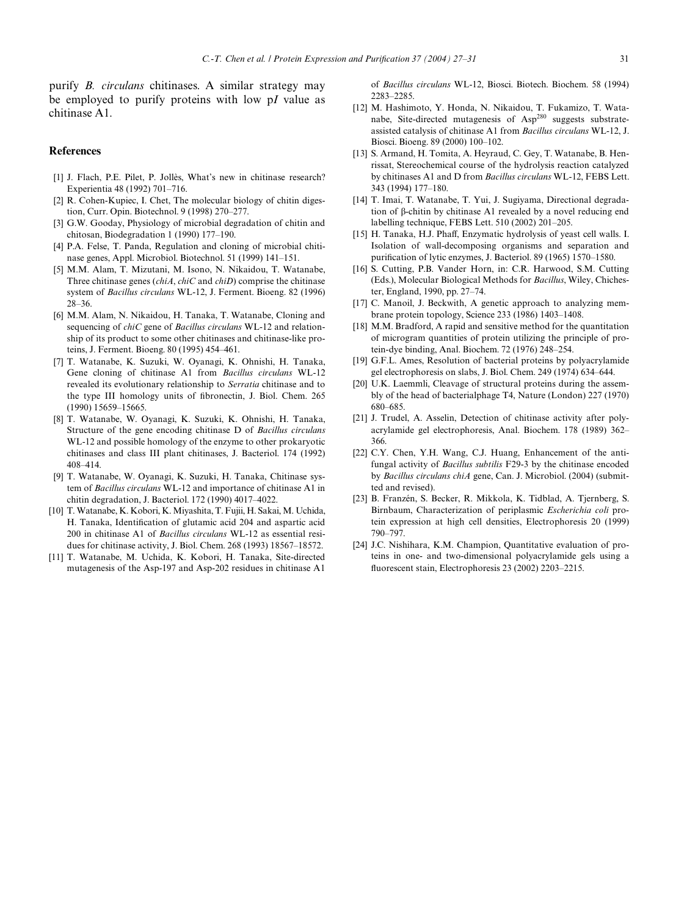purify *B. circulans* chitinases. A similar strategy may be employed to purify proteins with low p*I* value as chitinase A1.

## References

[1] J. Flach, P.E. Pilet, P. Jollès, What's new in chitinase research? Experientia 48 (1992) 701–716.

[2] R. Cohen-Kupiec, I. Chet, The molecular biology of chitin digestion, Curr. Opin. Biotechnol. 9 (1998) 270–277.

[3] G.W. Gooday, Physiology of microbial degradation of chitin and chitosan, Biodegradation 1 (1990) 177–190.

[4] P.A. Felse, T. Panda, Regulation and cloning of microbial chitinase genes, Appl. Microbiol. Biotechnol. 51 (1999) 141–151.

[5] M.M. Alam, T. Mizutani, M. Isono, N. Nikaidou, T. Watanabe, Three chitinase genes (*chiA*, *chiC* and *chiD*) comprise the chitinase system of *Bacillus circulans* WL-12, J. Ferment. Bioeng. 82 (1996) 28–36.

[6] M.M. Alam, N. Nikaidou, H. Tanaka, T. Watanabe, Cloning and sequencing of *chiC* gene of *Bacillus circulans* WL-12 and relationship of its product to some other chitinases and chitinase-like proteins, J. Ferment. Bioeng. 80 (1995) 454–461.

[7] T. Watanabe, K. Suzuki, W. Oyanagi, K. Ohnishi, H. Tanaka, Gene cloning of chitinase A1 from *Bacillus circulans* WL-12 revealed its evolutionary relationship to *Serratia* chitinase and to the type III homology units of fibronectin, J. Biol. Chem. 265 (1990) 15659–15665.

[8] T. Watanabe, W. Oyanagi, K. Suzuki, K. Ohnishi, H. Tanaka, Structure of the gene encoding chitinase D of *Bacillus circulans* WL-12 and possible homology of the enzyme to other prokaryotic chitinases and class III plant chitinases, J. Bacteriol. 174 (1992) 408–414.

[9] T. Watanabe, W. Oyanagi, K. Suzuki, H. Tanaka, Chitinase system of *Bacillus circulans* WL-12 and importance of chitinase A1 in chitin degradation, J. Bacteriol. 172 (1990) 4017–4022.

[10] T. Watanabe, K. Kobori, K. Miyashita, T. Fujii, H. Sakai, M. Uchida, H. Tanaka, Identification of glutamic acid 204 and aspartic acid 200 in chitinase A1 of *Bacillus circulans* WL-12 as essential residues for chitinase activity, J. Biol. Chem. 268 (1993) 18567–18572.

[11] T. Watanabe, M. Uchida, K. Kobori, H. Tanaka, Site-directed mutagenesis of the Asp-197 and Asp-202 residues in chitinase A1 of *Bacillus circulans* WL-12, Biosci. Biotech. Biochem. 58 (1994) 2283–2285.

[12] M. Hashimoto, Y. Honda, N. Nikaidou, T. Fukamizo, T. Watanabe, Site-directed mutagenesis of Asp[280] suggests substrate-assisted catalysis of chitinase A1 from *Bacillus circulans* WL-12, J. Biosci. Bioeng. 89 (2000) 100–102.

[13] S. Armand, H. Tomita, A. Heyraud, C. Gey, T. Watanabe, B. Henrissat, Stereochemical course of the hydrolysis reaction catalyzed by chitinases A1 and D from *Bacillus circulans* WL-12, FEBS Lett. 343 (1994) 177–180.

[14] T. Imai, T. Watanabe, T. Yui, J. Sugiyama, Directional degradation of β-chitin by chitinase A1 revealed by a novel reducing end labelling technique, FEBS Lett. 510 (2002) 201–205.

[15] H. Tanaka, H.J. Phaff, Enzymatic hydrolysis of yeast cell walls. I. Isolation of wall-decomposing organisms and separation and purification of lytic enzymes, J. Bacteriol. 89 (1965) 1570–1580.

[16] S. Cutting, P.B. Vander Horn, in: C.R. Harwood, S.M. Cutting (Eds.), Molecular Biological Methods for *Bacillus*, Wiley, Chichester, England, 1990, pp. 27–74.

[17] C. Manoil, J. Beckwith, A genetic approach to analyzing membrane protein topology, Science 233 (1986) 1403–1408.

[18] M.M. Bradford, A rapid and sensitive method for the quantitation of microgram quantities of protein utilizing the principle of protein-dye binding, Anal. Biochem. 72 (1976) 248–254.

[19] G.F.L. Ames, Resolution of bacterial proteins by polyacrylamide gel electrophoresis on slabs, J. Biol. Chem. 249 (1974) 634–644.

[20] U.K. Laemmli, Cleavage of structural proteins during the assembly of the head of bacterialphage T4, Nature (London) 227 (1970) 680–685.

[21] J. Trudel, A. Asselin, Detection of chitinase activity after polyacrylamide gel electrophoresis, Anal. Biochem. 178 (1989) 362–366.

[22] C.Y. Chen, Y.H. Wang, C.J. Huang, Enhancement of the antifungal activity of *Bacillus subtilis* F29-3 by the chitinase encoded by *Bacillus circulans chiA* gene, Can. J. Microbiol. (2004) (submitted and revised).

[23] B. Franzén, S. Becker, R. Mikkola, K. Tidblad, A. Tjernberg, S. Birnbaum, Characterization of periplasmic *Escherichia coli* protein expression at high cell densities, Electrophoresis 20 (1999) 790–797.

[24] J.C. Nishihara, K.M. Champion, Quantitative evaluation of proteins in one- and two-dimensional polyacrylamide gels using a fluorescent stain, Electrophoresis 23 (2002) 2203–2215.